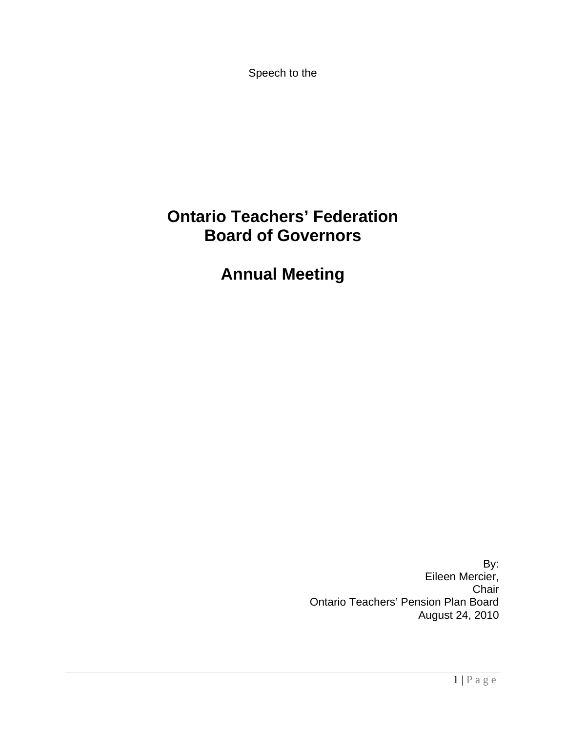Speech to the

# Ontario Teachers’ Federation Board of Governors

# Annual Meeting

By:
Eileen Mercier,
Chair
Ontario Teachers’ Pension Plan Board
August 24, 2010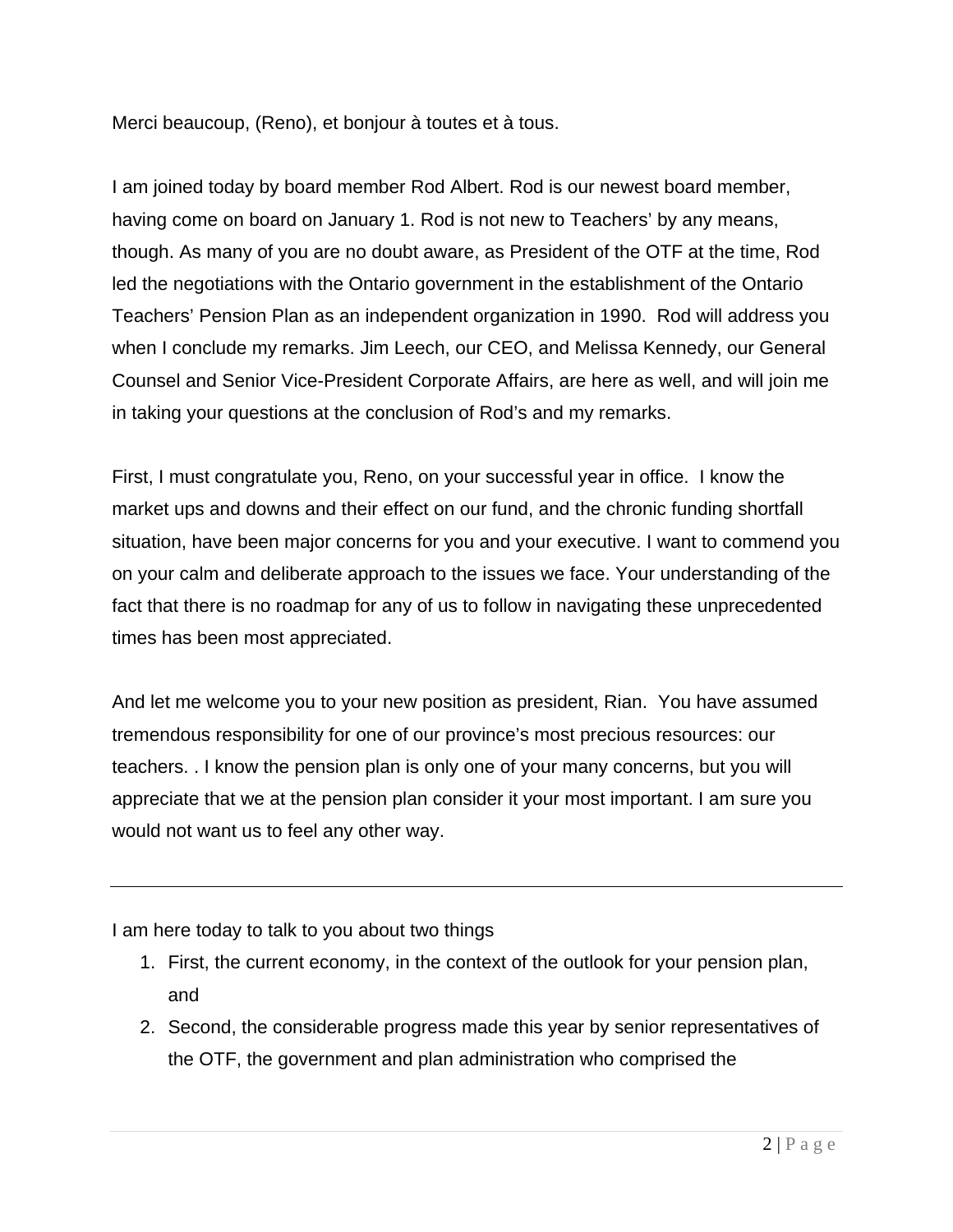Merci beaucoup, (Reno), et bonjour à toutes et à tous.

I am joined today by board member Rod Albert. Rod is our newest board member, having come on board on January 1. Rod is not new to Teachers' by any means, though. As many of you are no doubt aware, as President of the OTF at the time, Rod led the negotiations with the Ontario government in the establishment of the Ontario Teachers' Pension Plan as an independent organization in 1990. Rod will address you when I conclude my remarks. Jim Leech, our CEO, and Melissa Kennedy, our General Counsel and Senior Vice-President Corporate Affairs, are here as well, and will join me in taking your questions at the conclusion of Rod's and my remarks.

First, I must congratulate you, Reno, on your successful year in office. I know the market ups and downs and their effect on our fund, and the chronic funding shortfall situation, have been major concerns for you and your executive. I want to commend you on your calm and deliberate approach to the issues we face. Your understanding of the fact that there is no roadmap for any of us to follow in navigating these unprecedented times has been most appreciated.

And let me welcome you to your new position as president, Rian. You have assumed tremendous responsibility for one of our province's most precious resources: our teachers. . I know the pension plan is only one of your many concerns, but you will appreciate that we at the pension plan consider it your most important. I am sure you would not want us to feel any other way.

---

I am here today to talk to you about two things

1. First, the current economy, in the context of the outlook for your pension plan, and
2. Second, the considerable progress made this year by senior representatives of the OTF, the government and plan administration who comprised the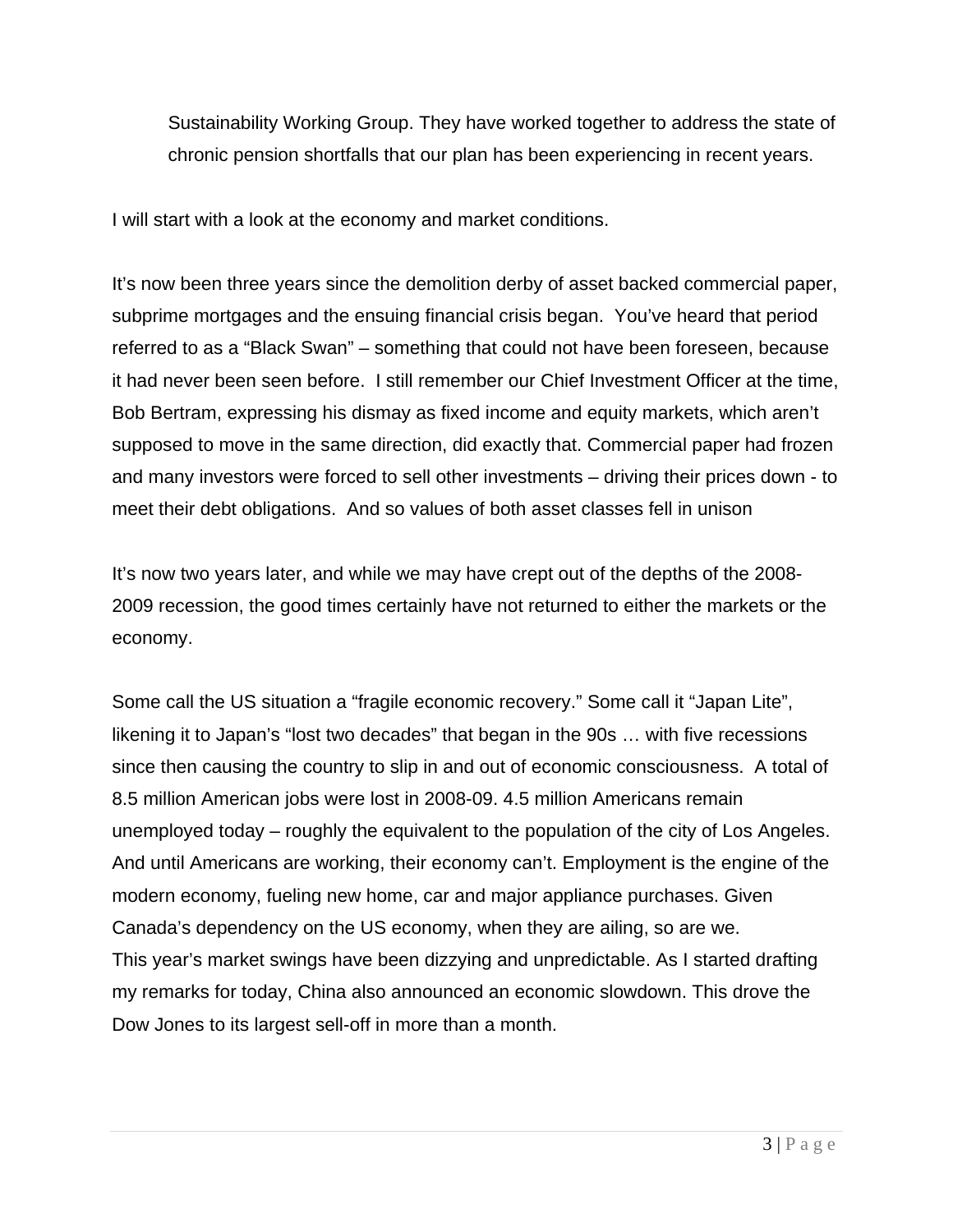Sustainability Working Group. They have worked together to address the state of chronic pension shortfalls that our plan has been experiencing in recent years.

I will start with a look at the economy and market conditions.

It's now been three years since the demolition derby of asset backed commercial paper, subprime mortgages and the ensuing financial crisis began. You've heard that period referred to as a "Black Swan" – something that could not have been foreseen, because it had never been seen before. I still remember our Chief Investment Officer at the time, Bob Bertram, expressing his dismay as fixed income and equity markets, which aren't supposed to move in the same direction, did exactly that. Commercial paper had frozen and many investors were forced to sell other investments – driving their prices down - to meet their debt obligations. And so values of both asset classes fell in unison

It's now two years later, and while we may have crept out of the depths of the 2008-2009 recession, the good times certainly have not returned to either the markets or the economy.

Some call the US situation a "fragile economic recovery." Some call it "Japan Lite", likening it to Japan's "lost two decades" that began in the 90s … with five recessions since then causing the country to slip in and out of economic consciousness. A total of 8.5 million American jobs were lost in 2008-09. 4.5 million Americans remain unemployed today – roughly the equivalent to the population of the city of Los Angeles. And until Americans are working, their economy can't. Employment is the engine of the modern economy, fueling new home, car and major appliance purchases. Given Canada's dependency on the US economy, when they are ailing, so are we.
This year's market swings have been dizzying and unpredictable. As I started drafting my remarks for today, China also announced an economic slowdown. This drove the Dow Jones to its largest sell-off in more than a month.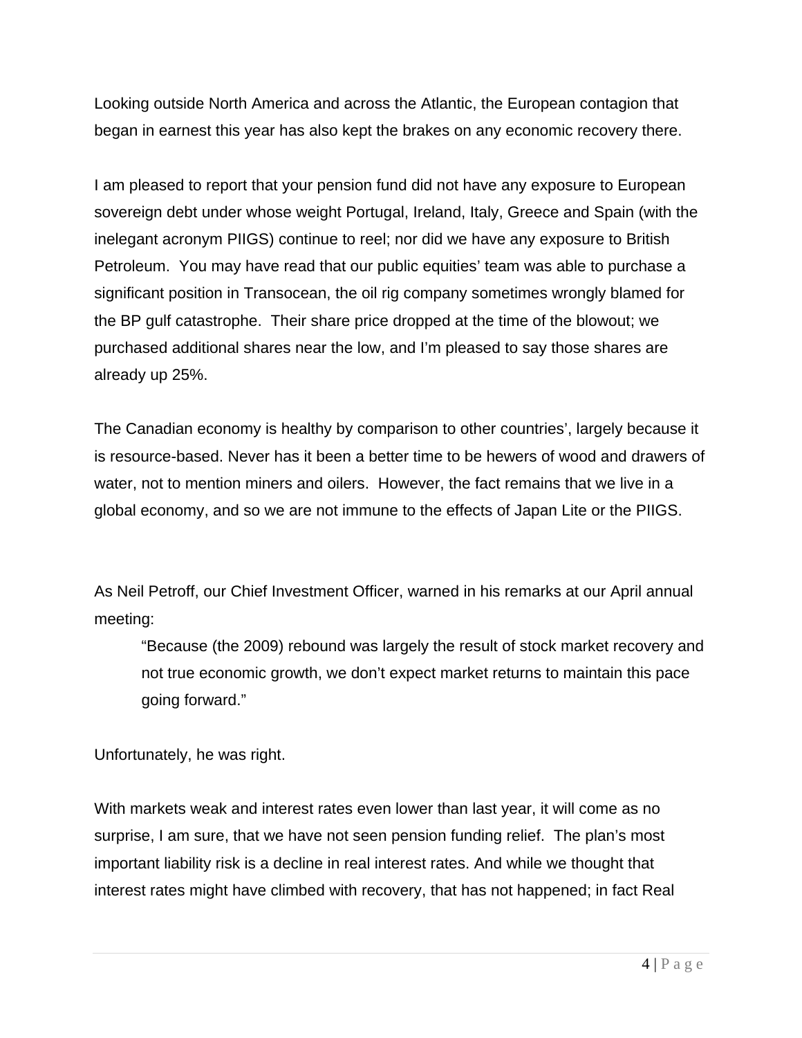Looking outside North America and across the Atlantic, the European contagion that began in earnest this year has also kept the brakes on any economic recovery there.

I am pleased to report that your pension fund did not have any exposure to European sovereign debt under whose weight Portugal, Ireland, Italy, Greece and Spain (with the inelegant acronym PIIGS) continue to reel; nor did we have any exposure to British Petroleum. You may have read that our public equities' team was able to purchase a significant position in Transocean, the oil rig company sometimes wrongly blamed for the BP gulf catastrophe. Their share price dropped at the time of the blowout; we purchased additional shares near the low, and I'm pleased to say those shares are already up 25%.

The Canadian economy is healthy by comparison to other countries', largely because it is resource-based. Never has it been a better time to be hewers of wood and drawers of water, not to mention miners and oilers. However, the fact remains that we live in a global economy, and so we are not immune to the effects of Japan Lite or the PIIGS.

As Neil Petroff, our Chief Investment Officer, warned in his remarks at our April annual meeting:

> "Because (the 2009) rebound was largely the result of stock market recovery and not true economic growth, we don't expect market returns to maintain this pace going forward."

Unfortunately, he was right.

With markets weak and interest rates even lower than last year, it will come as no surprise, I am sure, that we have not seen pension funding relief. The plan's most important liability risk is a decline in real interest rates. And while we thought that interest rates might have climbed with recovery, that has not happened; in fact Real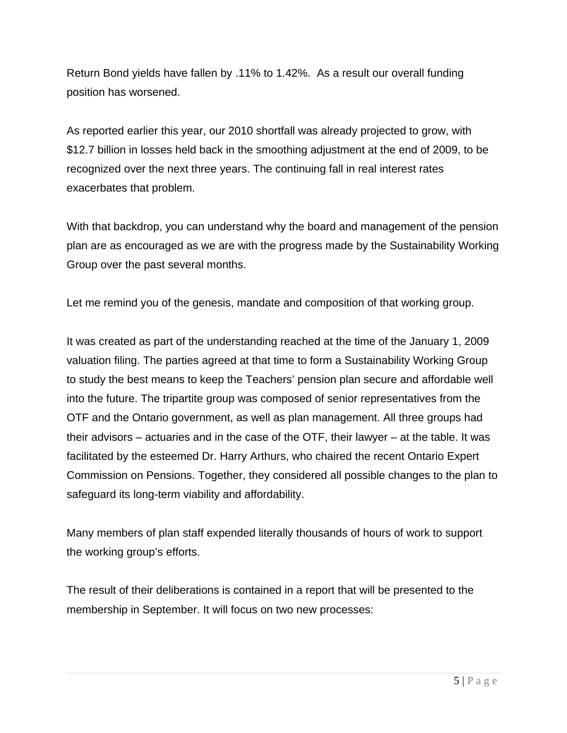Return Bond yields have fallen by .11% to 1.42%.  As a result our overall funding position has worsened.

As reported earlier this year, our 2010 shortfall was already projected to grow, with \$12.7 billion in losses held back in the smoothing adjustment at the end of 2009, to be recognized over the next three years. The continuing fall in real interest rates exacerbates that problem.

With that backdrop, you can understand why the board and management of the pension plan are as encouraged as we are with the progress made by the Sustainability Working Group over the past several months.

Let me remind you of the genesis, mandate and composition of that working group.

It was created as part of the understanding reached at the time of the January 1, 2009 valuation filing. The parties agreed at that time to form a Sustainability Working Group to study the best means to keep the Teachers' pension plan secure and affordable well into the future. The tripartite group was composed of senior representatives from the OTF and the Ontario government, as well as plan management. All three groups had their advisors – actuaries and in the case of the OTF, their lawyer – at the table. It was facilitated by the esteemed Dr. Harry Arthurs, who chaired the recent Ontario Expert Commission on Pensions. Together, they considered all possible changes to the plan to safeguard its long-term viability and affordability.

Many members of plan staff expended literally thousands of hours of work to support the working group's efforts.

The result of their deliberations is contained in a report that will be presented to the membership in September. It will focus on two new processes: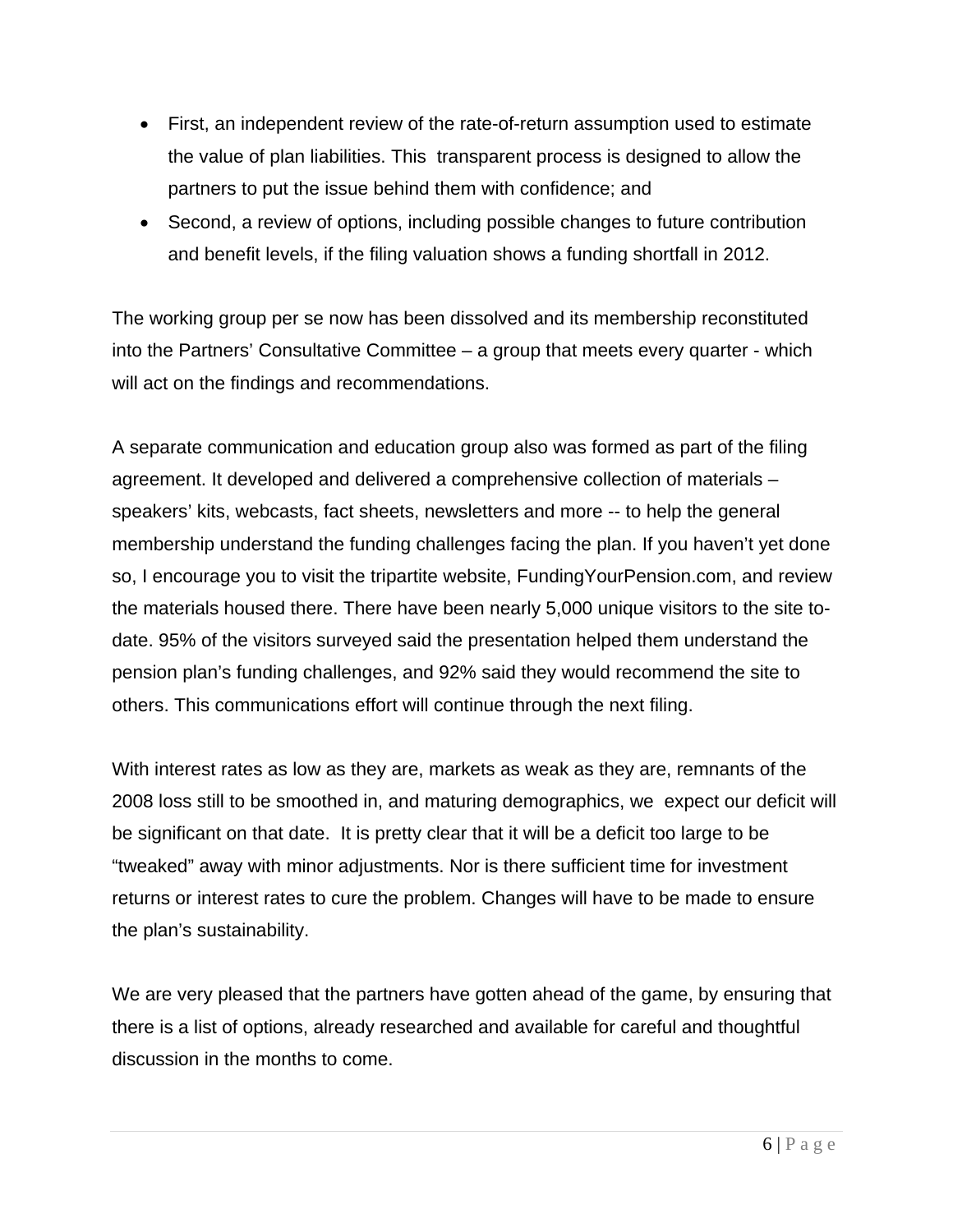- First, an independent review of the rate-of-return assumption used to estimate the value of plan liabilities. This transparent process is designed to allow the partners to put the issue behind them with confidence; and
- Second, a review of options, including possible changes to future contribution and benefit levels, if the filing valuation shows a funding shortfall in 2012.

The working group per se now has been dissolved and its membership reconstituted into the Partners' Consultative Committee – a group that meets every quarter - which will act on the findings and recommendations.

A separate communication and education group also was formed as part of the filing agreement. It developed and delivered a comprehensive collection of materials – speakers' kits, webcasts, fact sheets, newsletters and more -- to help the general membership understand the funding challenges facing the plan. If you haven't yet done so, I encourage you to visit the tripartite website, FundingYourPension.com, and review the materials housed there. There have been nearly 5,000 unique visitors to the site to-date. 95% of the visitors surveyed said the presentation helped them understand the pension plan's funding challenges, and 92% said they would recommend the site to others. This communications effort will continue through the next filing.

With interest rates as low as they are, markets as weak as they are, remnants of the 2008 loss still to be smoothed in, and maturing demographics, we expect our deficit will be significant on that date. It is pretty clear that it will be a deficit too large to be "tweaked" away with minor adjustments. Nor is there sufficient time for investment returns or interest rates to cure the problem. Changes will have to be made to ensure the plan's sustainability.

We are very pleased that the partners have gotten ahead of the game, by ensuring that there is a list of options, already researched and available for careful and thoughtful discussion in the months to come.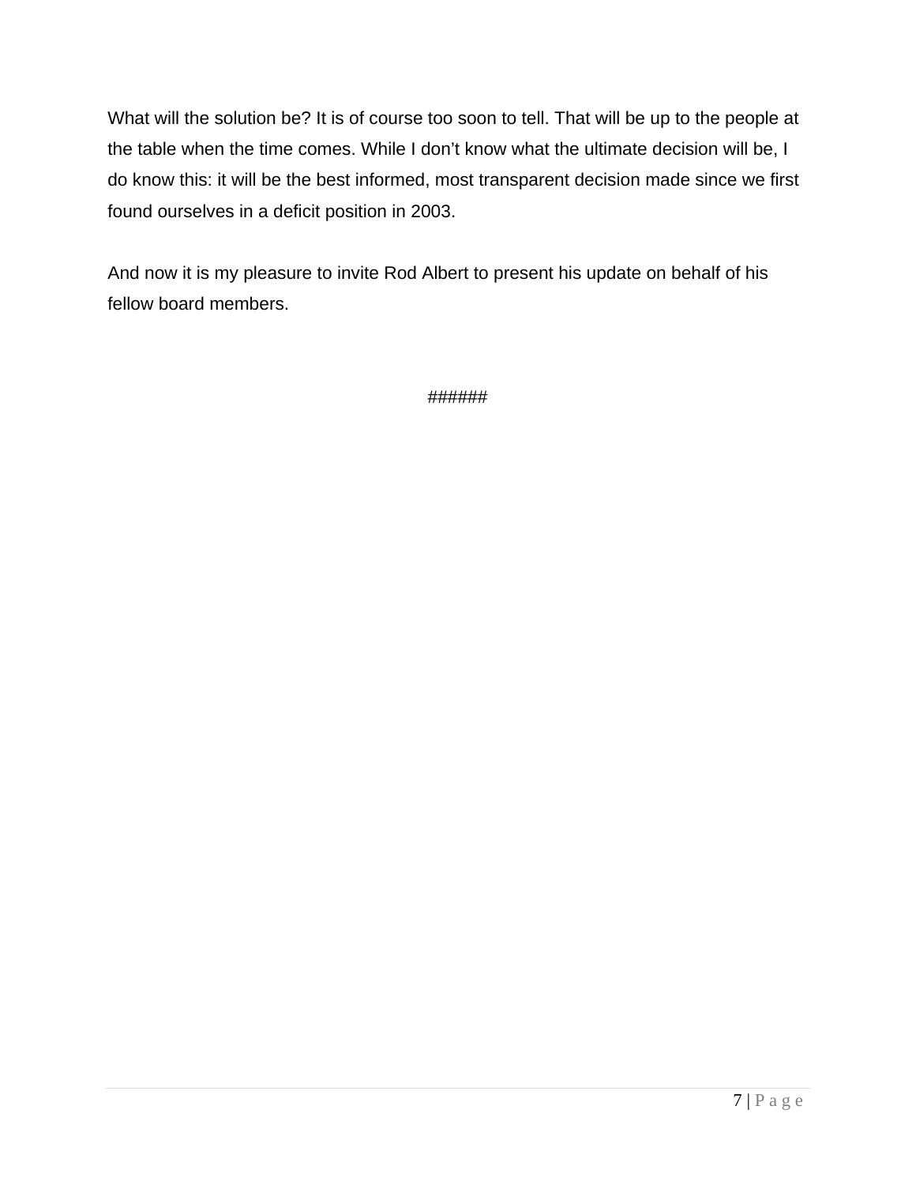What will the solution be? It is of course too soon to tell. That will be up to the people at the table when the time comes. While I don’t know what the ultimate decision will be, I do know this: it will be the best informed, most transparent decision made since we first found ourselves in a deficit position in 2003.

And now it is my pleasure to invite Rod Albert to present his update on behalf of his fellow board members.

######